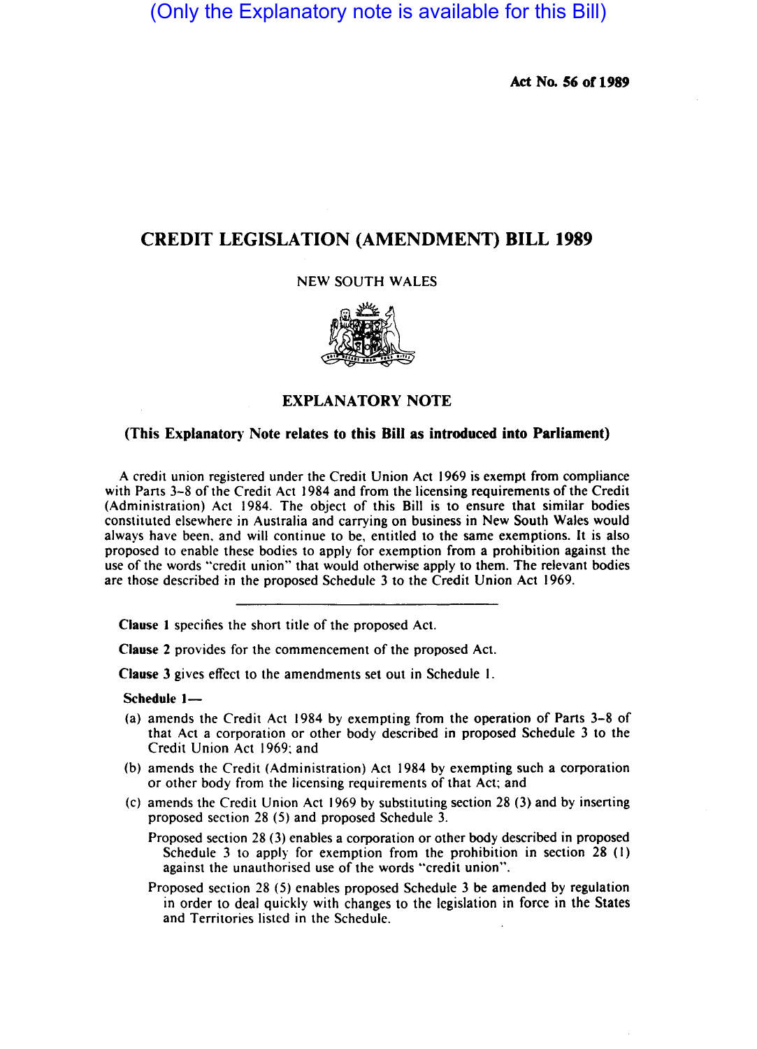(Only the Explanatory note is available for this Bill)

**Act No. 56 of 1989**

# CREDIT LEGISLATION (AMENDMENT) BILL 1989

NEW SOUTH WALES

## EXPLANATORY NOTE

**(This Explanatory Note relates to this Bill as introduced into Parliament)**

A credit union registered under the Credit Union Act 1969 is exempt from compliance with Parts 3–8 of the Credit Act 1984 and from the licensing requirements of the Credit (Administration) Act 1984. The object of this Bill is to ensure that similar bodies constituted elsewhere in Australia and carrying on business in New South Wales would always have been, and will continue to be, entitled to the same exemptions. It is also proposed to enable these bodies to apply for exemption from a prohibition against the use of the words "credit union" that would otherwise apply to them. The relevant bodies are those described in the proposed Schedule 3 to the Credit Union Act 1969.

---

**Clause 1** specifies the short title of the proposed Act.

**Clause 2** provides for the commencement of the proposed Act.

**Clause 3** gives effect to the amendments set out in Schedule 1.

**Schedule 1—**

(a) amends the Credit Act 1984 by exempting from the operation of Parts 3–8 of that Act a corporation or other body described in proposed Schedule 3 to the Credit Union Act 1969; and

(b) amends the Credit (Administration) Act 1984 by exempting such a corporation or other body from the licensing requirements of that Act; and

(c) amends the Credit Union Act 1969 by substituting section 28 (3) and by inserting proposed section 28 (5) and proposed Schedule 3.

Proposed section 28 (3) enables a corporation or other body described in proposed Schedule 3 to apply for exemption from the prohibition in section 28 (1) against the unauthorised use of the words "credit union".

Proposed section 28 (5) enables proposed Schedule 3 be amended by regulation in order to deal quickly with changes to the legislation in force in the States and Territories listed in the Schedule.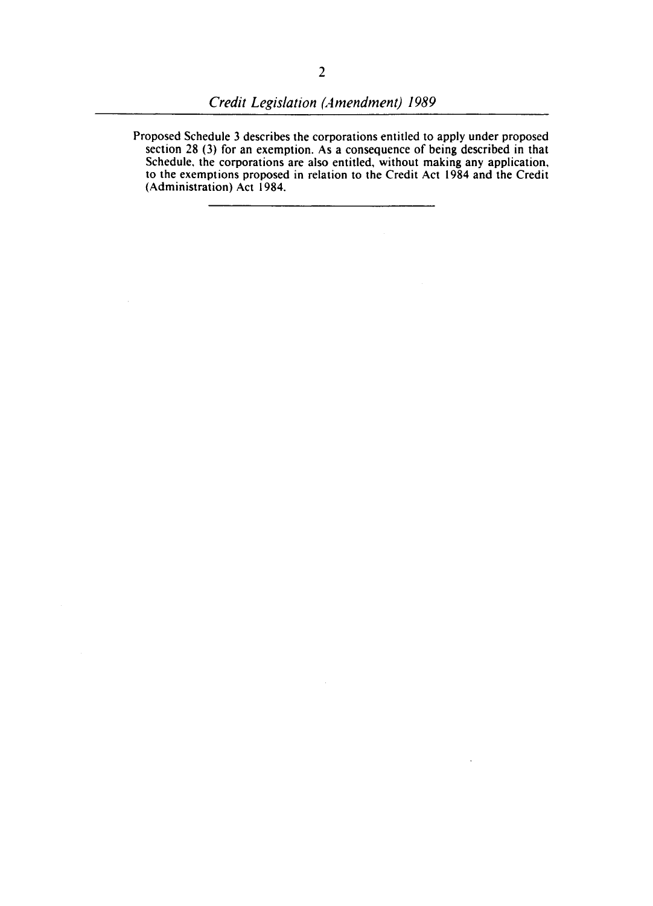Proposed Schedule 3 describes the corporations entitled to apply under proposed section 28 (3) for an exemption. As a consequence of being described in that Schedule, the corporations are also entitled, without making any application, to the exemptions proposed in relation to the Credit Act 1984 and the Credit (Administration) Act 1984.